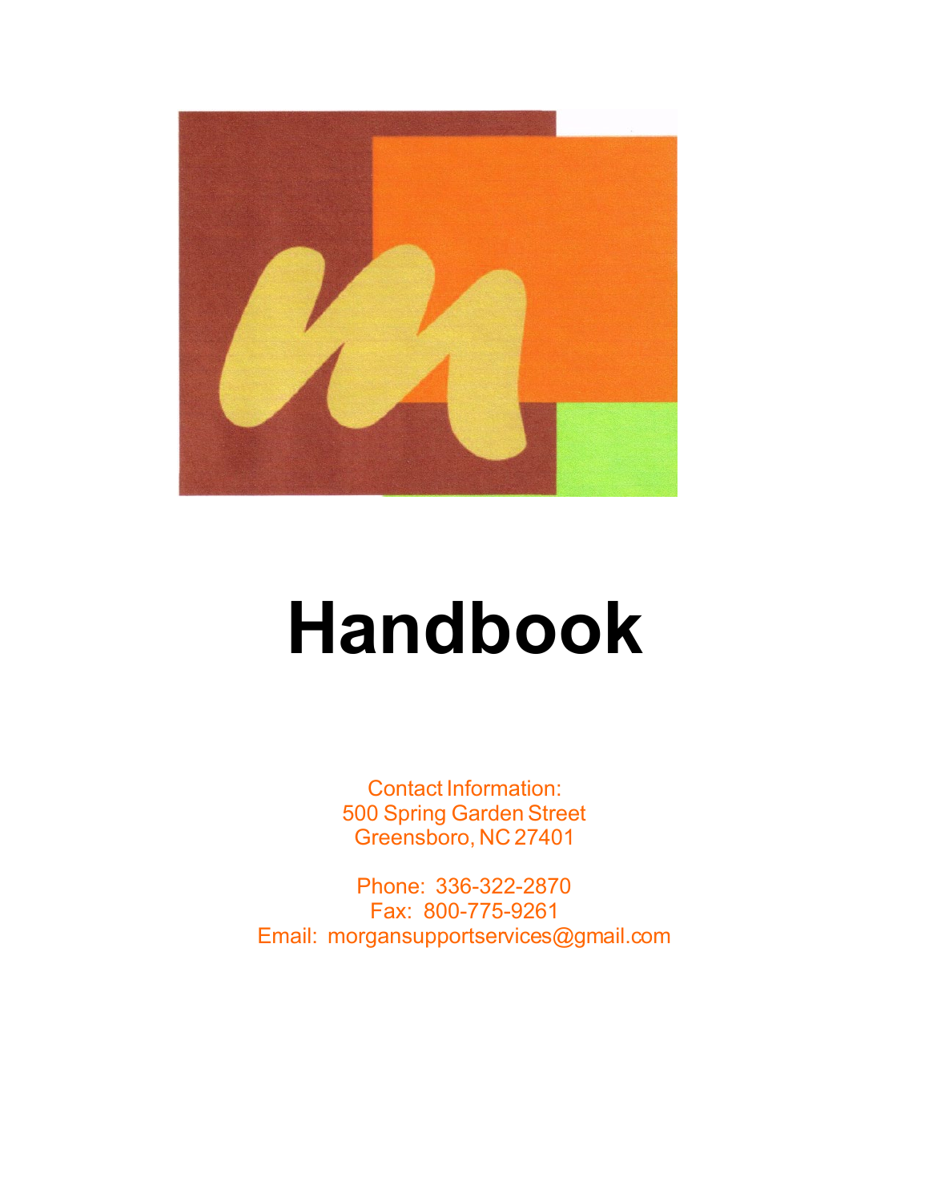# Handbook

Contact Information:
500 Spring Garden Street
Greensboro, NC 27401

Phone: 336-322-2870
Fax: 800-775-9261
Email: morgansupportservices@gmail.com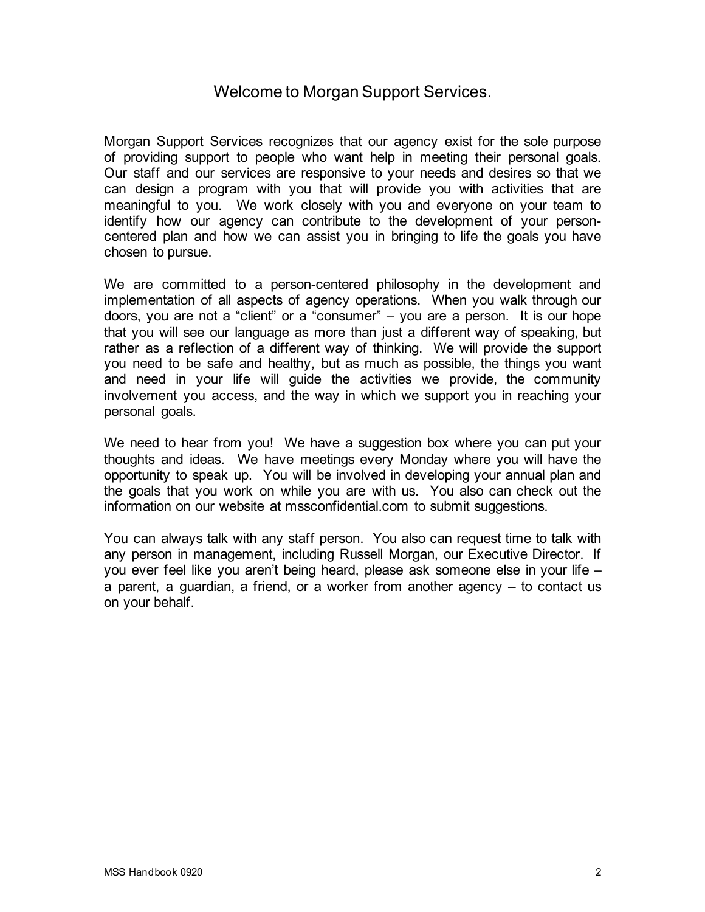# Welcome to Morgan Support Services.

Morgan Support Services recognizes that our agency exist for the sole purpose of providing support to people who want help in meeting their personal goals. Our staff and our services are responsive to your needs and desires so that we can design a program with you that will provide you with activities that are meaningful to you. We work closely with you and everyone on your team to identify how our agency can contribute to the development of your person-centered plan and how we can assist you in bringing to life the goals you have chosen to pursue.

We are committed to a person-centered philosophy in the development and implementation of all aspects of agency operations. When you walk through our doors, you are not a "client" or a "consumer" – you are a person. It is our hope that you will see our language as more than just a different way of speaking, but rather as a reflection of a different way of thinking. We will provide the support you need to be safe and healthy, but as much as possible, the things you want and need in your life will guide the activities we provide, the community involvement you access, and the way in which we support you in reaching your personal goals.

We need to hear from you! We have a suggestion box where you can put your thoughts and ideas. We have meetings every Monday where you will have the opportunity to speak up. You will be involved in developing your annual plan and the goals that you work on while you are with us. You also can check out the information on our website at mssconfidential.com to submit suggestions.

You can always talk with any staff person. You also can request time to talk with any person in management, including Russell Morgan, our Executive Director. If you ever feel like you aren't being heard, please ask someone else in your life – a parent, a guardian, a friend, or a worker from another agency – to contact us on your behalf.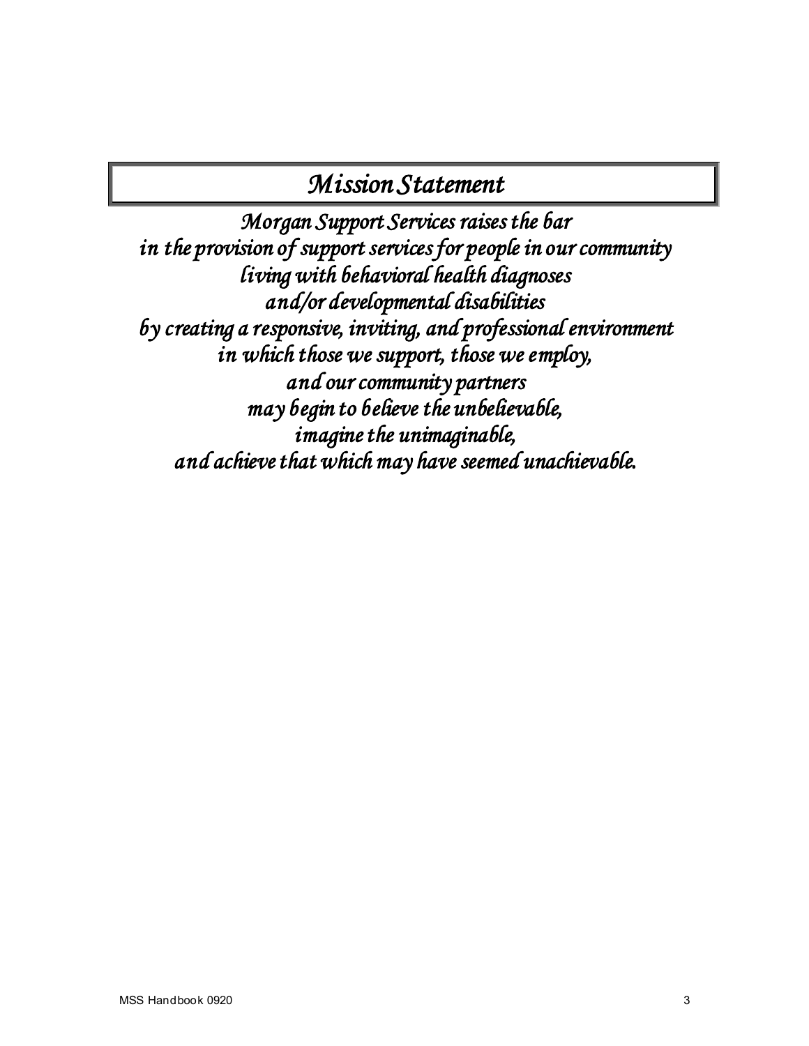# *Mission Statement*

*Morgan Support Services raises the bar*
*in the provision of support services for people in our community*
*living with behavioral health diagnoses*
*and/or developmental disabilities*
*by creating a responsive, inviting, and professional environment*
*in which those we support, those we employ,*
*and our community partners*
*may begin to believe the unbelievable,*
*imagine the unimaginable,*
*and achieve that which may have seemed unachievable.*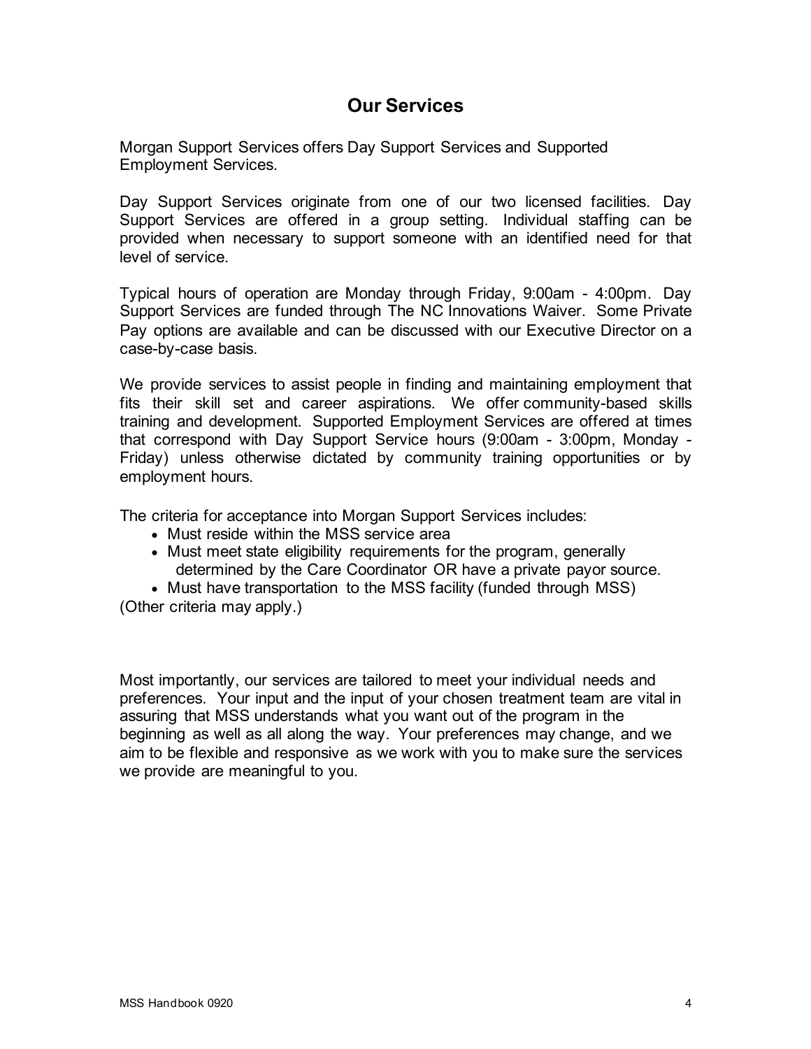## Our Services

Morgan Support Services offers Day Support Services and Supported Employment Services.

Day Support Services originate from one of our two licensed facilities. Day Support Services are offered in a group setting. Individual staffing can be provided when necessary to support someone with an identified need for that level of service.

Typical hours of operation are Monday through Friday, 9:00am - 4:00pm. Day Support Services are funded through The NC Innovations Waiver. Some Private Pay options are available and can be discussed with our Executive Director on a case-by-case basis.

We provide services to assist people in finding and maintaining employment that fits their skill set and career aspirations. We offer community-based skills training and development. Supported Employment Services are offered at times that correspond with Day Support Service hours (9:00am - 3:00pm, Monday - Friday) unless otherwise dictated by community training opportunities or by employment hours.

The criteria for acceptance into Morgan Support Services includes:

- Must reside within the MSS service area
- Must meet state eligibility requirements for the program, generally determined by the Care Coordinator OR have a private payor source.
- Must have transportation to the MSS facility (funded through MSS)

(Other criteria may apply.)

Most importantly, our services are tailored to meet your individual needs and preferences. Your input and the input of your chosen treatment team are vital in assuring that MSS understands what you want out of the program in the beginning as well as all along the way. Your preferences may change, and we aim to be flexible and responsive as we work with you to make sure the services we provide are meaningful to you.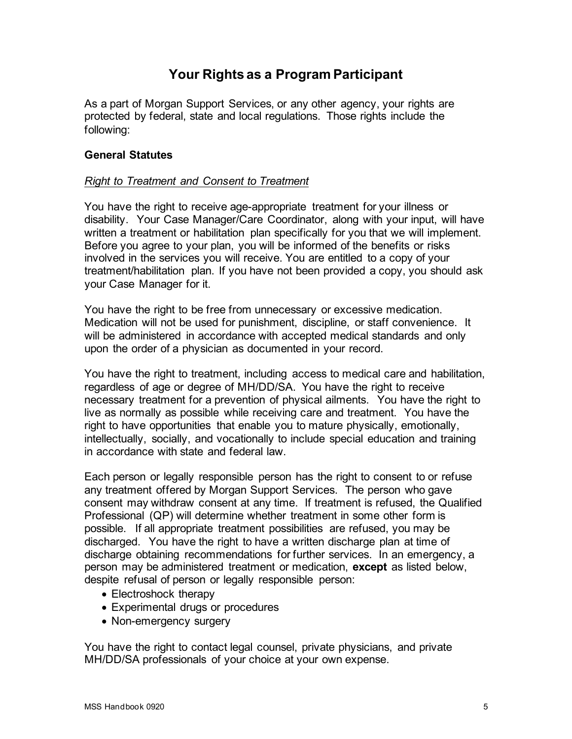# Your Rights as a Program Participant

As a part of Morgan Support Services, or any other agency, your rights are protected by federal, state and local regulations. Those rights include the following:

### General Statutes

*Right to Treatment and Consent to Treatment*

You have the right to receive age-appropriate treatment for your illness or disability. Your Case Manager/Care Coordinator, along with your input, will have written a treatment or habilitation plan specifically for you that we will implement. Before you agree to your plan, you will be informed of the benefits or risks involved in the services you will receive. You are entitled to a copy of your treatment/habilitation plan. If you have not been provided a copy, you should ask your Case Manager for it.

You have the right to be free from unnecessary or excessive medication. Medication will not be used for punishment, discipline, or staff convenience. It will be administered in accordance with accepted medical standards and only upon the order of a physician as documented in your record.

You have the right to treatment, including access to medical care and habilitation, regardless of age or degree of MH/DD/SA. You have the right to receive necessary treatment for a prevention of physical ailments. You have the right to live as normally as possible while receiving care and treatment. You have the right to have opportunities that enable you to mature physically, emotionally, intellectually, socially, and vocationally to include special education and training in accordance with state and federal law.

Each person or legally responsible person has the right to consent to or refuse any treatment offered by Morgan Support Services. The person who gave consent may withdraw consent at any time. If treatment is refused, the Qualified Professional (QP) will determine whether treatment in some other form is possible. If all appropriate treatment possibilities are refused, you may be discharged. You have the right to have a written discharge plan at time of discharge obtaining recommendations for further services. In an emergency, a person may be administered treatment or medication, **except** as listed below, despite refusal of person or legally responsible person:

- Electroshock therapy
- Experimental drugs or procedures
- Non-emergency surgery

You have the right to contact legal counsel, private physicians, and private MH/DD/SA professionals of your choice at your own expense.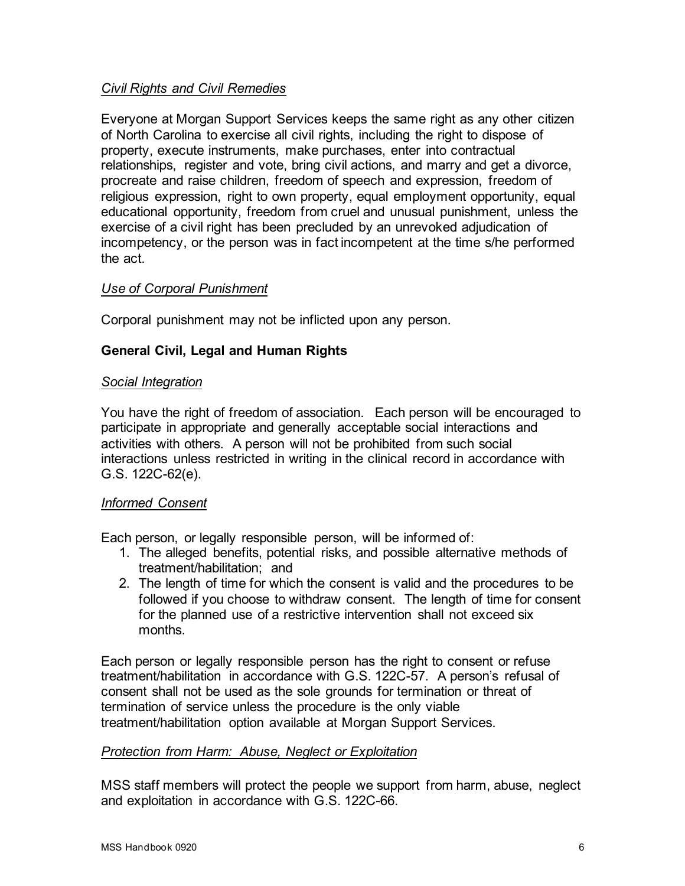*Civil Rights and Civil Remedies*

Everyone at Morgan Support Services keeps the same right as any other citizen of North Carolina to exercise all civil rights, including the right to dispose of property, execute instruments, make purchases, enter into contractual relationships, register and vote, bring civil actions, and marry and get a divorce, procreate and raise children, freedom of speech and expression, freedom of religious expression, right to own property, equal employment opportunity, equal educational opportunity, freedom from cruel and unusual punishment, unless the exercise of a civil right has been precluded by an unrevoked adjudication of incompetency, or the person was in fact incompetent at the time s/he performed the act.

*Use of Corporal Punishment*

Corporal punishment may not be inflicted upon any person.

**General Civil, Legal and Human Rights**

*Social Integration*

You have the right of freedom of association. Each person will be encouraged to participate in appropriate and generally acceptable social interactions and activities with others. A person will not be prohibited from such social interactions unless restricted in writing in the clinical record in accordance with G.S. 122C-62(e).

*Informed Consent*

Each person, or legally responsible person, will be informed of:

1. The alleged benefits, potential risks, and possible alternative methods of treatment/habilitation; and
2. The length of time for which the consent is valid and the procedures to be followed if you choose to withdraw consent. The length of time for consent for the planned use of a restrictive intervention shall not exceed six months.

Each person or legally responsible person has the right to consent or refuse treatment/habilitation in accordance with G.S. 122C-57. A person's refusal of consent shall not be used as the sole grounds for termination or threat of termination of service unless the procedure is the only viable treatment/habilitation option available at Morgan Support Services.

*Protection from Harm: Abuse, Neglect or Exploitation*

MSS staff members will protect the people we support from harm, abuse, neglect and exploitation in accordance with G.S. 122C-66.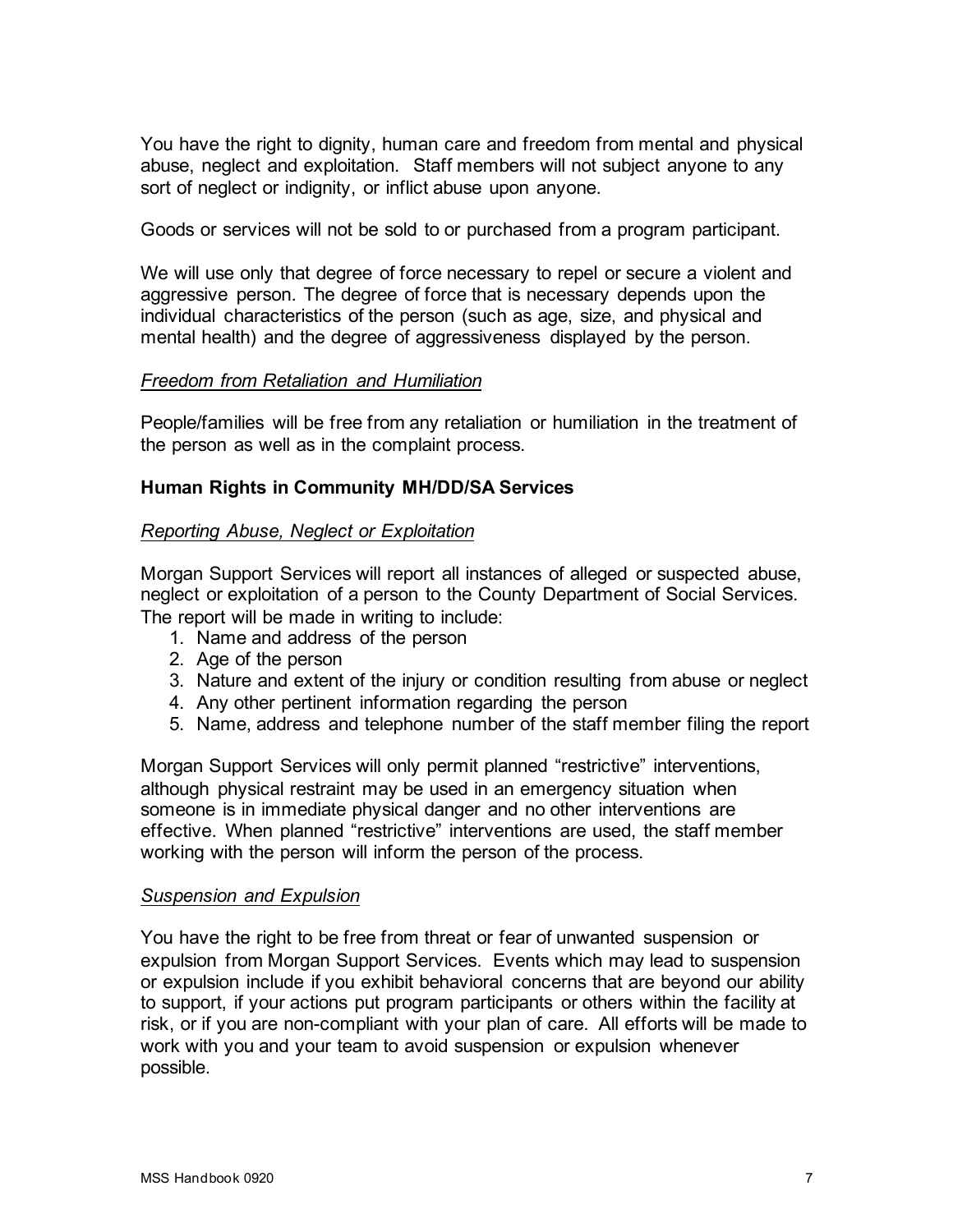You have the right to dignity, human care and freedom from mental and physical abuse, neglect and exploitation. Staff members will not subject anyone to any sort of neglect or indignity, or inflict abuse upon anyone.

Goods or services will not be sold to or purchased from a program participant.

We will use only that degree of force necessary to repel or secure a violent and aggressive person. The degree of force that is necessary depends upon the individual characteristics of the person (such as age, size, and physical and mental health) and the degree of aggressiveness displayed by the person.

*Freedom from Retaliation and Humiliation*

People/families will be free from any retaliation or humiliation in the treatment of the person as well as in the complaint process.

### Human Rights in Community MH/DD/SA Services

*Reporting Abuse, Neglect or Exploitation*

Morgan Support Services will report all instances of alleged or suspected abuse, neglect or exploitation of a person to the County Department of Social Services. The report will be made in writing to include:

1. Name and address of the person
2. Age of the person
3. Nature and extent of the injury or condition resulting from abuse or neglect
4. Any other pertinent information regarding the person
5. Name, address and telephone number of the staff member filing the report

Morgan Support Services will only permit planned "restrictive" interventions, although physical restraint may be used in an emergency situation when someone is in immediate physical danger and no other interventions are effective. When planned "restrictive" interventions are used, the staff member working with the person will inform the person of the process.

*Suspension and Expulsion*

You have the right to be free from threat or fear of unwanted suspension or expulsion from Morgan Support Services. Events which may lead to suspension or expulsion include if you exhibit behavioral concerns that are beyond our ability to support, if your actions put program participants or others within the facility at risk, or if you are non-compliant with your plan of care. All efforts will be made to work with you and your team to avoid suspension or expulsion whenever possible.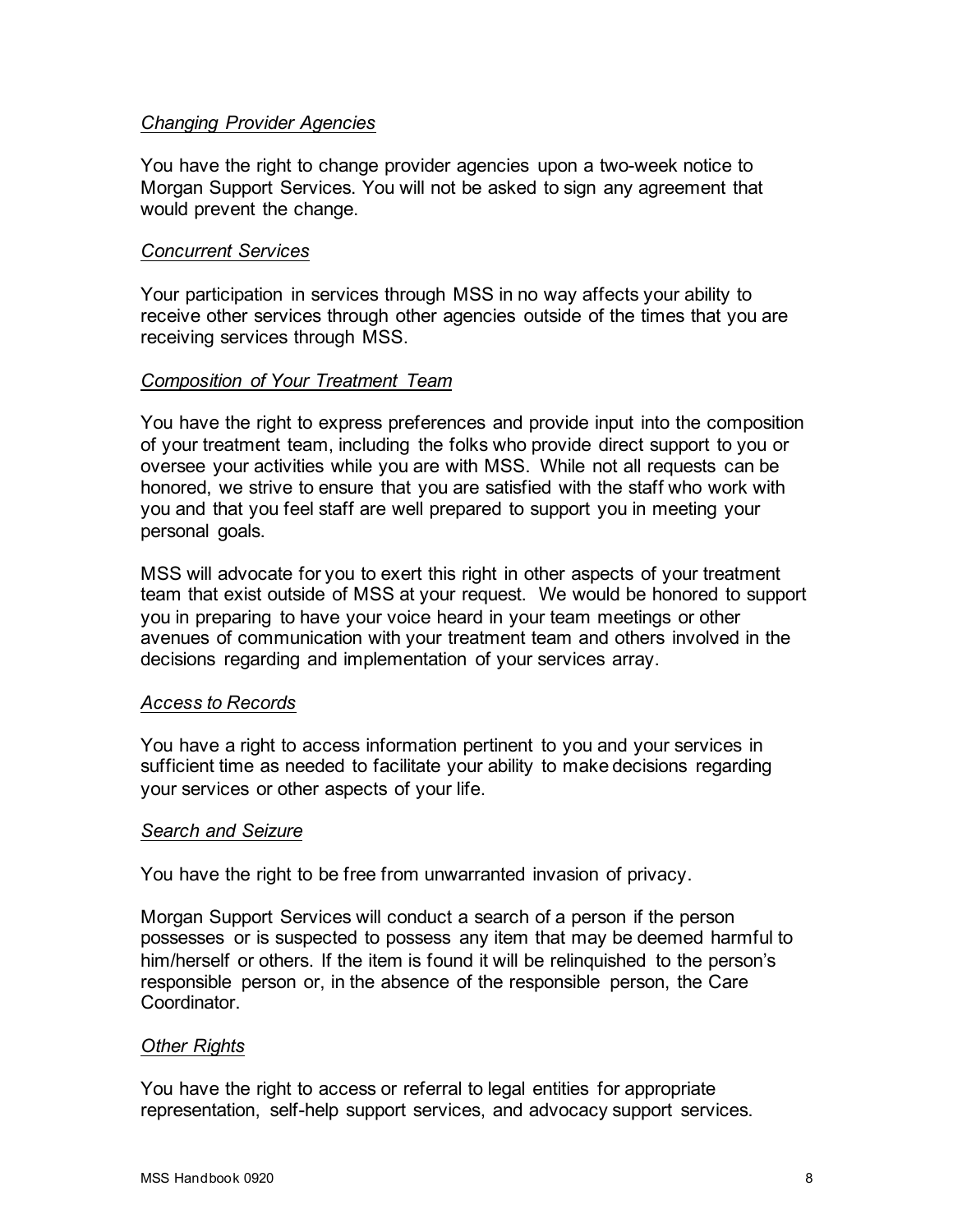*Changing Provider Agencies*

You have the right to change provider agencies upon a two-week notice to Morgan Support Services. You will not be asked to sign any agreement that would prevent the change.

*Concurrent Services*

Your participation in services through MSS in no way affects your ability to receive other services through other agencies outside of the times that you are receiving services through MSS.

*Composition of Your Treatment Team*

You have the right to express preferences and provide input into the composition of your treatment team, including the folks who provide direct support to you or oversee your activities while you are with MSS. While not all requests can be honored, we strive to ensure that you are satisfied with the staff who work with you and that you feel staff are well prepared to support you in meeting your personal goals.

MSS will advocate for you to exert this right in other aspects of your treatment team that exist outside of MSS at your request. We would be honored to support you in preparing to have your voice heard in your team meetings or other avenues of communication with your treatment team and others involved in the decisions regarding and implementation of your services array.

*Access to Records*

You have a right to access information pertinent to you and your services in sufficient time as needed to facilitate your ability to make decisions regarding your services or other aspects of your life.

*Search and Seizure*

You have the right to be free from unwarranted invasion of privacy.

Morgan Support Services will conduct a search of a person if the person possesses or is suspected to possess any item that may be deemed harmful to him/herself or others. If the item is found it will be relinquished to the person's responsible person or, in the absence of the responsible person, the Care Coordinator.

*Other Rights*

You have the right to access or referral to legal entities for appropriate representation, self-help support services, and advocacy support services.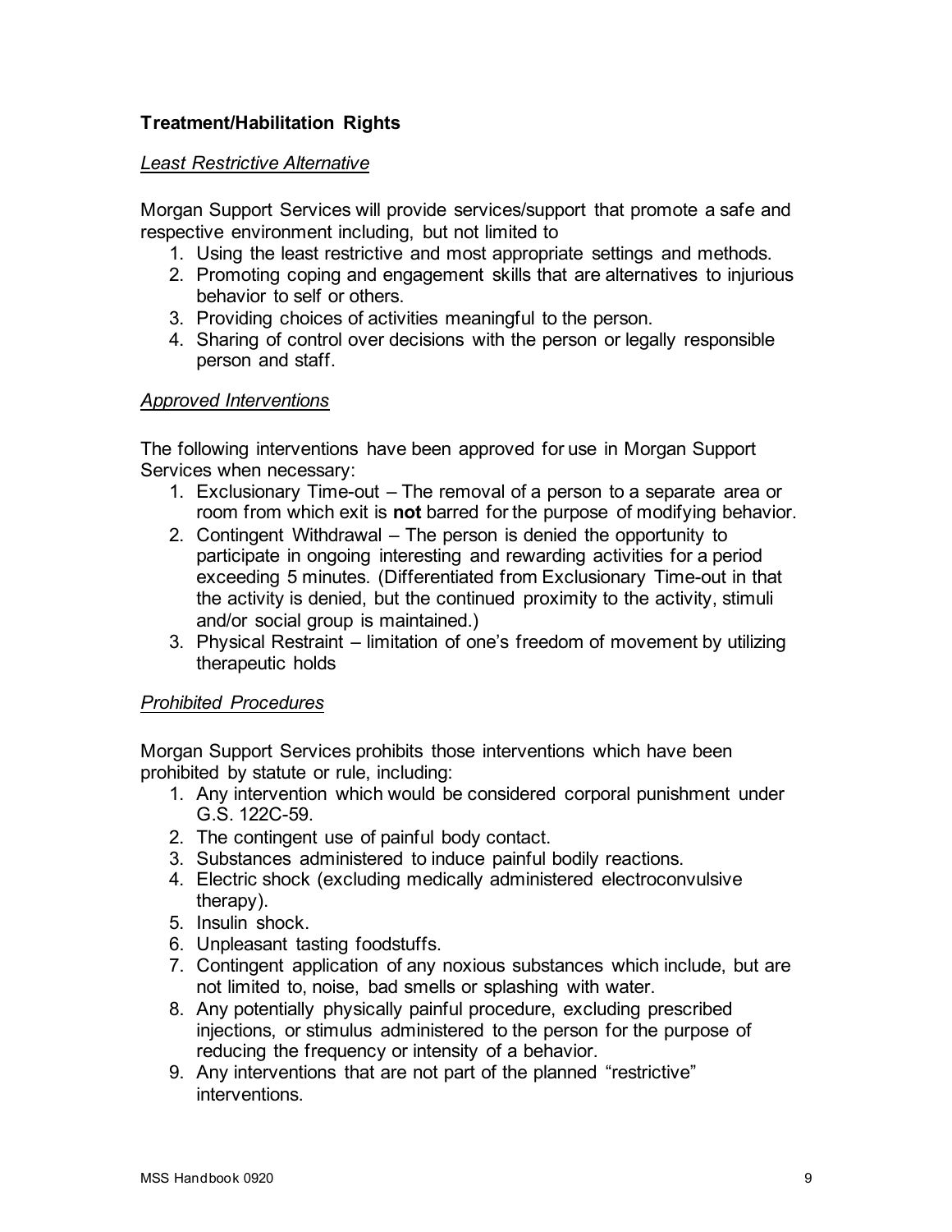## Treatment/Habilitation Rights

### *Least Restrictive Alternative*

Morgan Support Services will provide services/support that promote a safe and respective environment including, but not limited to

1. Using the least restrictive and most appropriate settings and methods.
2. Promoting coping and engagement skills that are alternatives to injurious behavior to self or others.
3. Providing choices of activities meaningful to the person.
4. Sharing of control over decisions with the person or legally responsible person and staff.

### *Approved Interventions*

The following interventions have been approved for use in Morgan Support Services when necessary:

1. Exclusionary Time-out – The removal of a person to a separate area or room from which exit is **not** barred for the purpose of modifying behavior.
2. Contingent Withdrawal – The person is denied the opportunity to participate in ongoing interesting and rewarding activities for a period exceeding 5 minutes. (Differentiated from Exclusionary Time-out in that the activity is denied, but the continued proximity to the activity, stimuli and/or social group is maintained.)
3. Physical Restraint – limitation of one's freedom of movement by utilizing therapeutic holds

### *Prohibited Procedures*

Morgan Support Services prohibits those interventions which have been prohibited by statute or rule, including:

1. Any intervention which would be considered corporal punishment under G.S. 122C-59.
2. The contingent use of painful body contact.
3. Substances administered to induce painful bodily reactions.
4. Electric shock (excluding medically administered electroconvulsive therapy).
5. Insulin shock.
6. Unpleasant tasting foodstuffs.
7. Contingent application of any noxious substances which include, but are not limited to, noise, bad smells or splashing with water.
8. Any potentially physically painful procedure, excluding prescribed injections, or stimulus administered to the person for the purpose of reducing the frequency or intensity of a behavior.
9. Any interventions that are not part of the planned "restrictive" interventions.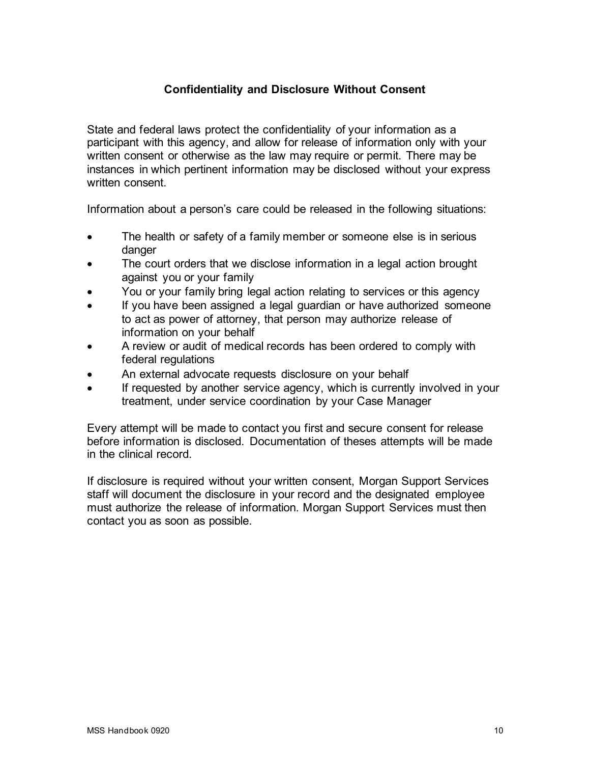## Confidentiality and Disclosure Without Consent

State and federal laws protect the confidentiality of your information as a participant with this agency, and allow for release of information only with your written consent or otherwise as the law may require or permit. There may be instances in which pertinent information may be disclosed without your express written consent.

Information about a person's care could be released in the following situations:

- The health or safety of a family member or someone else is in serious danger
- The court orders that we disclose information in a legal action brought against you or your family
- You or your family bring legal action relating to services or this agency
- If you have been assigned a legal guardian or have authorized someone to act as power of attorney, that person may authorize release of information on your behalf
- A review or audit of medical records has been ordered to comply with federal regulations
- An external advocate requests disclosure on your behalf
- If requested by another service agency, which is currently involved in your treatment, under service coordination by your Case Manager

Every attempt will be made to contact you first and secure consent for release before information is disclosed. Documentation of theses attempts will be made in the clinical record.

If disclosure is required without your written consent, Morgan Support Services staff will document the disclosure in your record and the designated employee must authorize the release of information. Morgan Support Services must then contact you as soon as possible.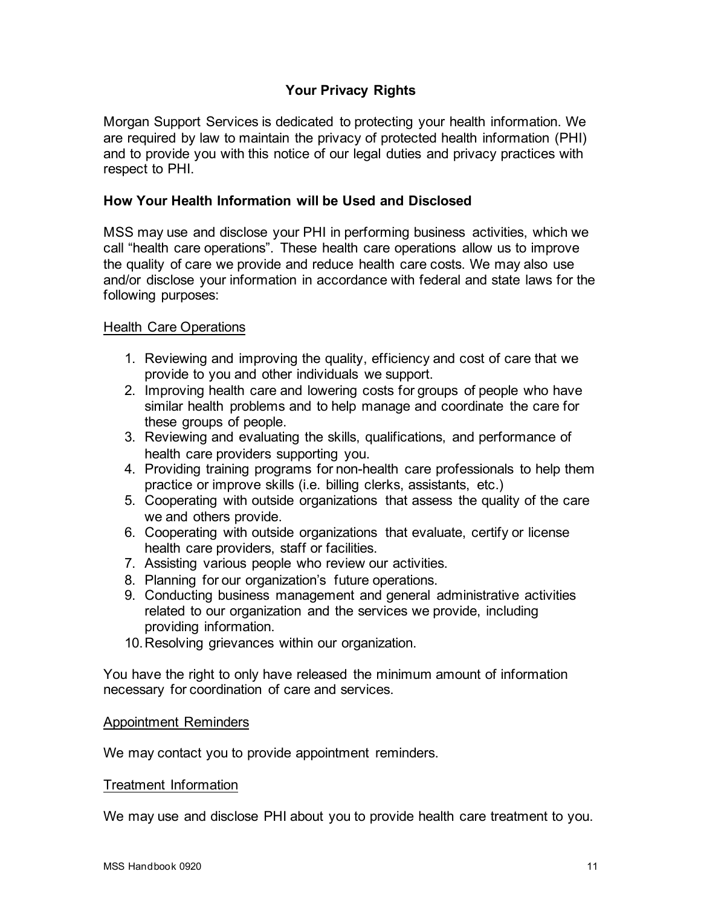## Your Privacy Rights

Morgan Support Services is dedicated to protecting your health information. We are required by law to maintain the privacy of protected health information (PHI) and to provide you with this notice of our legal duties and privacy practices with respect to PHI.

### How Your Health Information will be Used and Disclosed

MSS may use and disclose your PHI in performing business activities, which we call "health care operations". These health care operations allow us to improve the quality of care we provide and reduce health care costs. We may also use and/or disclose your information in accordance with federal and state laws for the following purposes:

<u>Health Care Operations</u>

1. Reviewing and improving the quality, efficiency and cost of care that we provide to you and other individuals we support.
2. Improving health care and lowering costs for groups of people who have similar health problems and to help manage and coordinate the care for these groups of people.
3. Reviewing and evaluating the skills, qualifications, and performance of health care providers supporting you.
4. Providing training programs for non-health care professionals to help them practice or improve skills (i.e. billing clerks, assistants, etc.)
5. Cooperating with outside organizations that assess the quality of the care we and others provide.
6. Cooperating with outside organizations that evaluate, certify or license health care providers, staff or facilities.
7. Assisting various people who review our activities.
8. Planning for our organization's future operations.
9. Conducting business management and general administrative activities related to our organization and the services we provide, including providing information.
10. Resolving grievances within our organization.

You have the right to only have released the minimum amount of information necessary for coordination of care and services.

<u>Appointment Reminders</u>

We may contact you to provide appointment reminders.

<u>Treatment Information</u>

We may use and disclose PHI about you to provide health care treatment to you.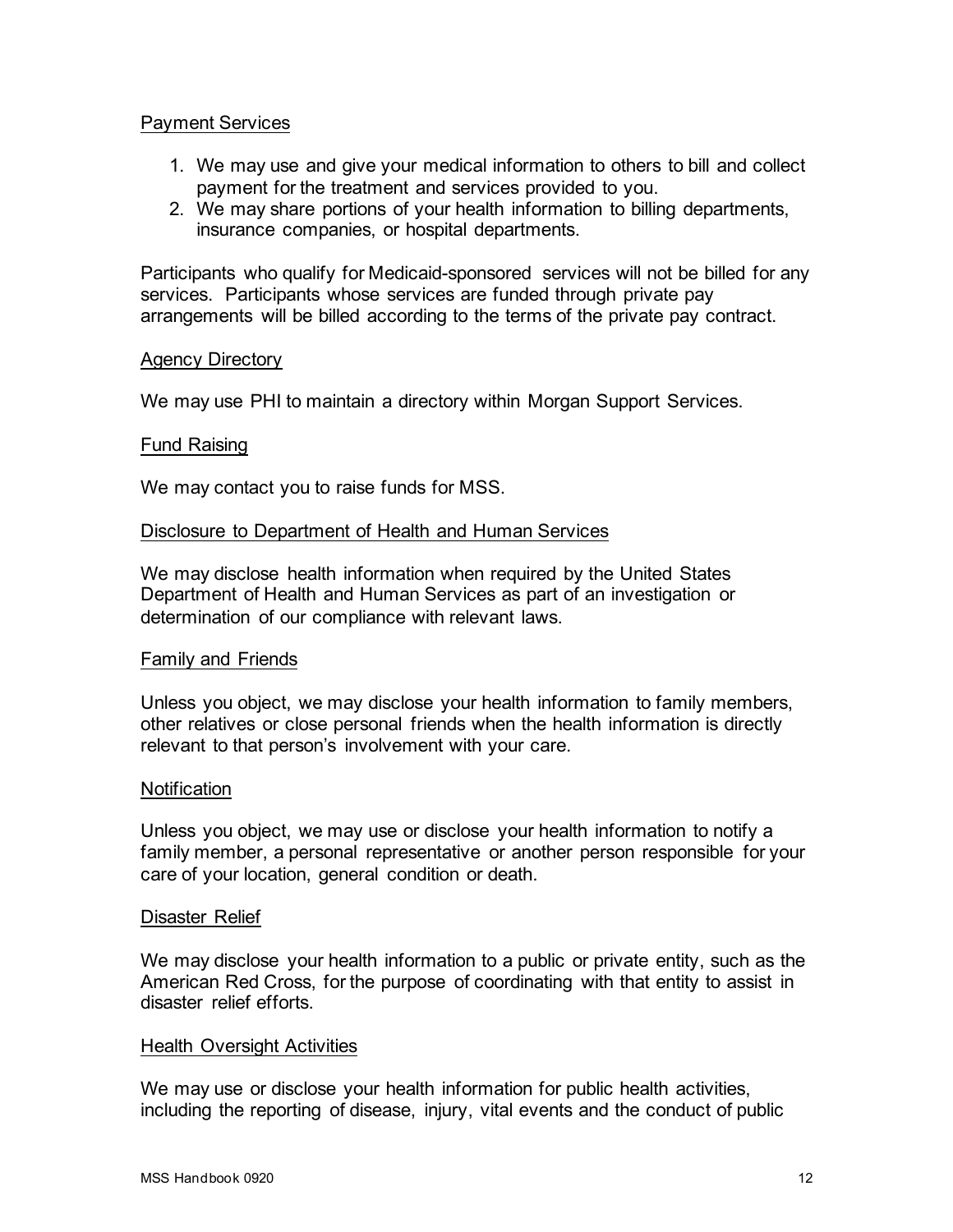Payment Services

1. We may use and give your medical information to others to bill and collect payment for the treatment and services provided to you.
2. We may share portions of your health information to billing departments, insurance companies, or hospital departments.

Participants who qualify for Medicaid-sponsored services will not be billed for any services. Participants whose services are funded through private pay arrangements will be billed according to the terms of the private pay contract.

Agency Directory

We may use PHI to maintain a directory within Morgan Support Services.

Fund Raising

We may contact you to raise funds for MSS.

Disclosure to Department of Health and Human Services

We may disclose health information when required by the United States Department of Health and Human Services as part of an investigation or determination of our compliance with relevant laws.

Family and Friends

Unless you object, we may disclose your health information to family members, other relatives or close personal friends when the health information is directly relevant to that person's involvement with your care.

Notification

Unless you object, we may use or disclose your health information to notify a family member, a personal representative or another person responsible for your care of your location, general condition or death.

Disaster Relief

We may disclose your health information to a public or private entity, such as the American Red Cross, for the purpose of coordinating with that entity to assist in disaster relief efforts.

Health Oversight Activities

We may use or disclose your health information for public health activities, including the reporting of disease, injury, vital events and the conduct of public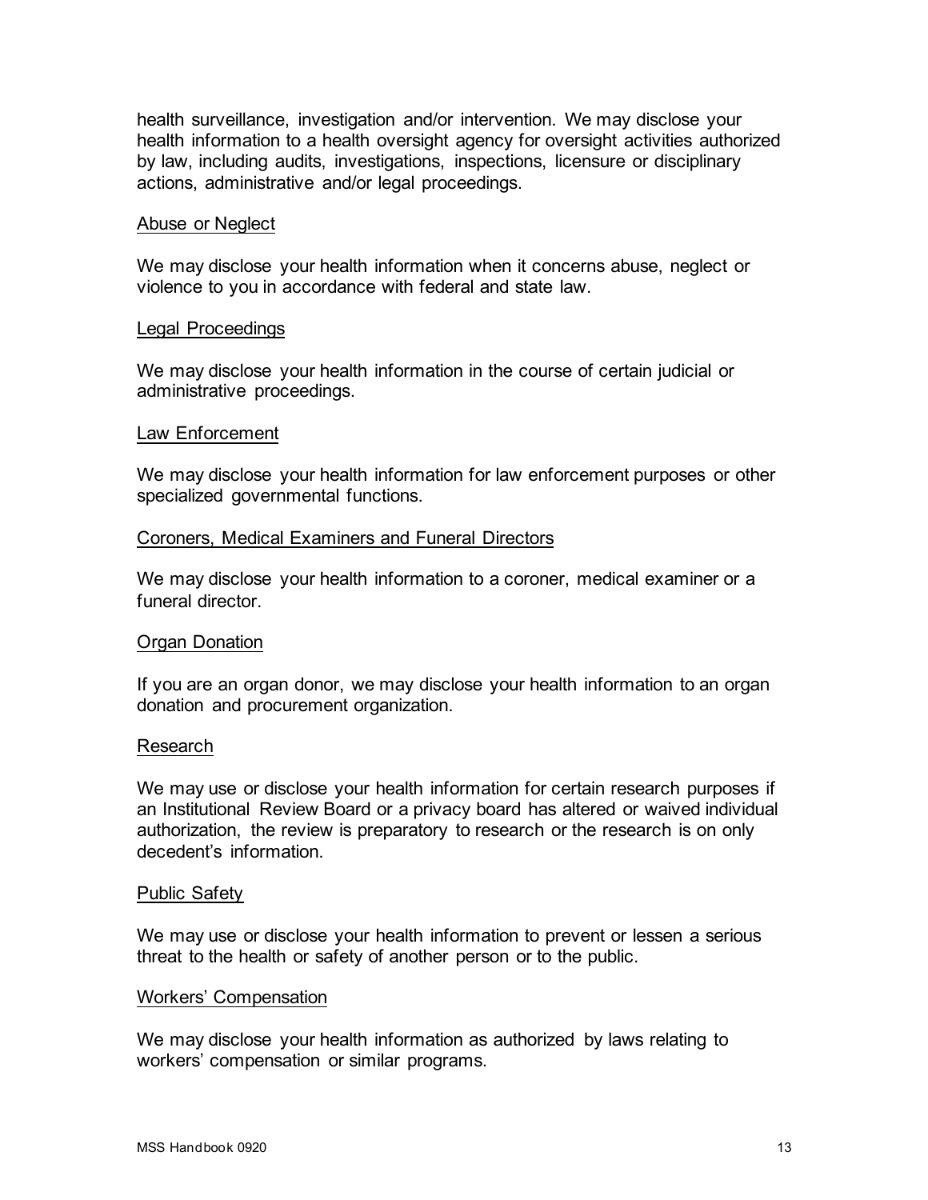health surveillance, investigation and/or intervention. We may disclose your health information to a health oversight agency for oversight activities authorized by law, including audits, investigations, inspections, licensure or disciplinary actions, administrative and/or legal proceedings.

### Abuse or Neglect

We may disclose your health information when it concerns abuse, neglect or violence to you in accordance with federal and state law.

### Legal Proceedings

We may disclose your health information in the course of certain judicial or administrative proceedings.

### Law Enforcement

We may disclose your health information for law enforcement purposes or other specialized governmental functions.

### Coroners, Medical Examiners and Funeral Directors

We may disclose your health information to a coroner, medical examiner or a funeral director.

### Organ Donation

If you are an organ donor, we may disclose your health information to an organ donation and procurement organization.

### Research

We may use or disclose your health information for certain research purposes if an Institutional Review Board or a privacy board has altered or waived individual authorization, the review is preparatory to research or the research is on only decedent's information.

### Public Safety

We may use or disclose your health information to prevent or lessen a serious threat to the health or safety of another person or to the public.

### Workers' Compensation

We may disclose your health information as authorized by laws relating to workers' compensation or similar programs.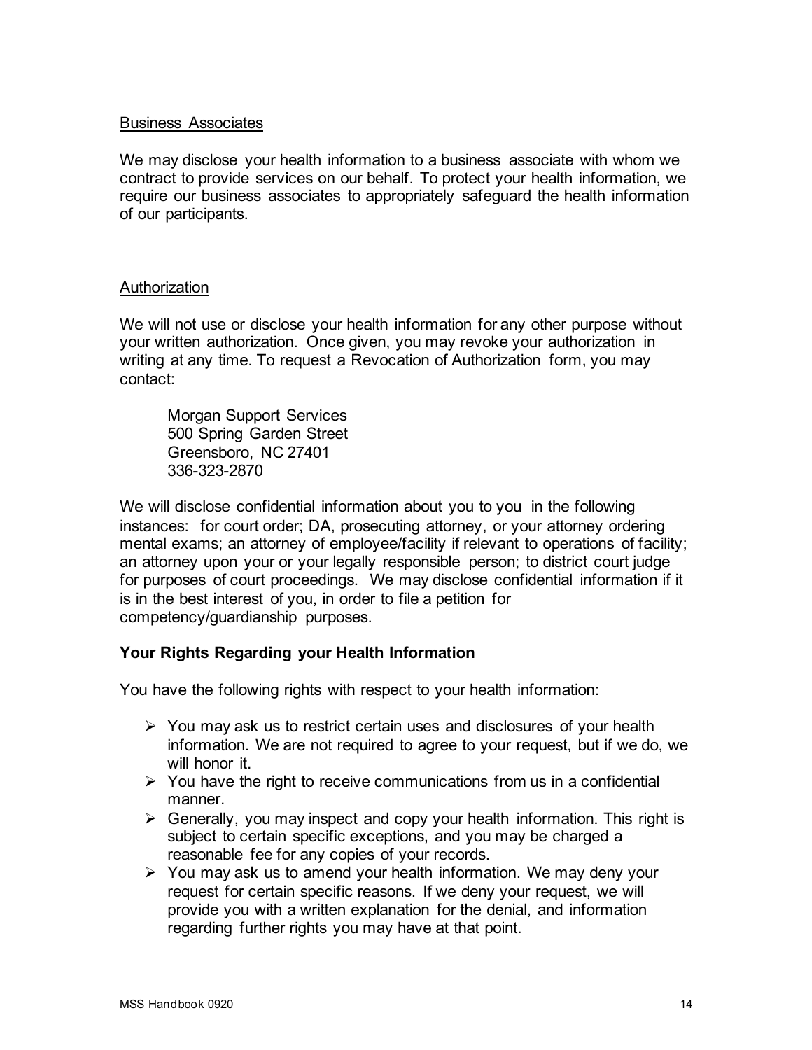Business Associates

We may disclose your health information to a business associate with whom we contract to provide services on our behalf. To protect your health information, we require our business associates to appropriately safeguard the health information of our participants.

Authorization

We will not use or disclose your health information for any other purpose without your written authorization. Once given, you may revoke your authorization in writing at any time. To request a Revocation of Authorization form, you may contact:

> Morgan Support Services
> 500 Spring Garden Street
> Greensboro, NC 27401
> 336-323-2870

We will disclose confidential information about you to you in the following instances: for court order; DA, prosecuting attorney, or your attorney ordering mental exams; an attorney of employee/facility if relevant to operations of facility; an attorney upon your or your legally responsible person; to district court judge for purposes of court proceedings. We may disclose confidential information if it is in the best interest of you, in order to file a petition for competency/guardianship purposes.

**Your Rights Regarding your Health Information**

You have the following rights with respect to your health information:

- You may ask us to restrict certain uses and disclosures of your health information. We are not required to agree to your request, but if we do, we will honor it.
- You have the right to receive communications from us in a confidential manner.
- Generally, you may inspect and copy your health information. This right is subject to certain specific exceptions, and you may be charged a reasonable fee for any copies of your records.
- You may ask us to amend your health information. We may deny your request for certain specific reasons. If we deny your request, we will provide you with a written explanation for the denial, and information regarding further rights you may have at that point.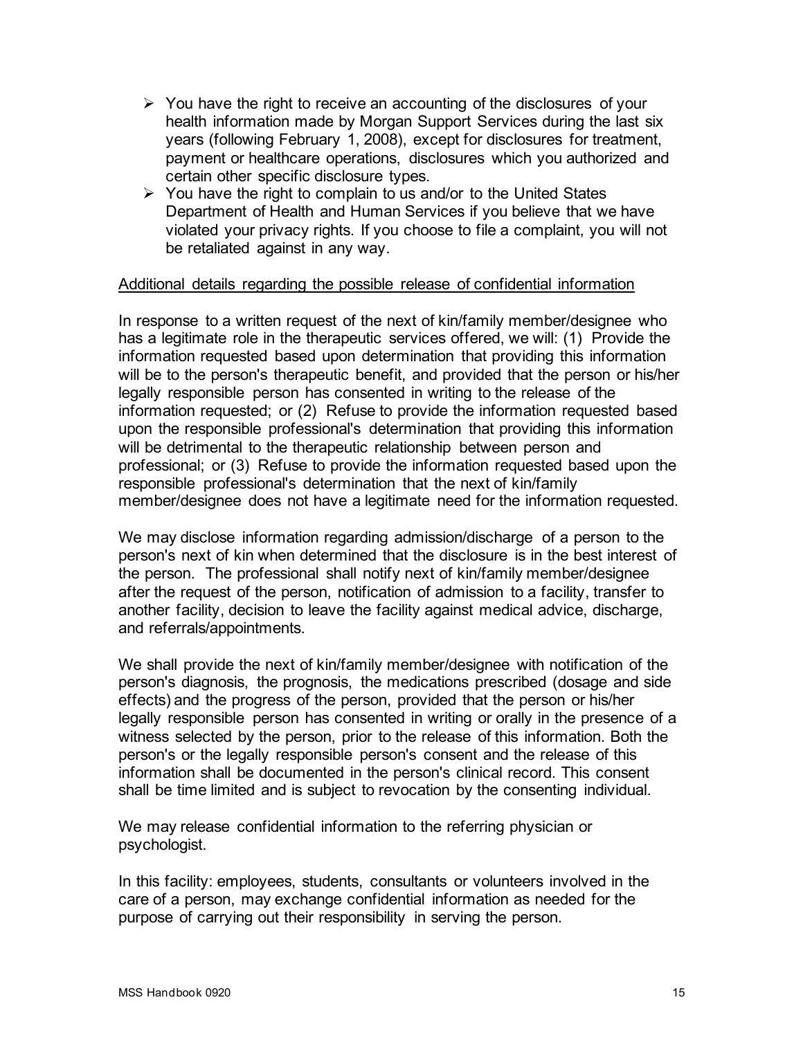- You have the right to receive an accounting of the disclosures of your health information made by Morgan Support Services during the last six years (following February 1, 2008), except for disclosures for treatment, payment or healthcare operations, disclosures which you authorized and certain other specific disclosure types.
- You have the right to complain to us and/or to the United States Department of Health and Human Services if you believe that we have violated your privacy rights. If you choose to file a complaint, you will not be retaliated against in any way.

<u>Additional details regarding the possible release of confidential information</u>

In response to a written request of the next of kin/family member/designee who has a legitimate role in the therapeutic services offered, we will: (1) Provide the information requested based upon determination that providing this information will be to the person's therapeutic benefit, and provided that the person or his/her legally responsible person has consented in writing to the release of the information requested; or (2) Refuse to provide the information requested based upon the responsible professional's determination that providing this information will be detrimental to the therapeutic relationship between person and professional; or (3) Refuse to provide the information requested based upon the responsible professional's determination that the next of kin/family member/designee does not have a legitimate need for the information requested.

We may disclose information regarding admission/discharge of a person to the person's next of kin when determined that the disclosure is in the best interest of the person. The professional shall notify next of kin/family member/designee after the request of the person, notification of admission to a facility, transfer to another facility, decision to leave the facility against medical advice, discharge, and referrals/appointments.

We shall provide the next of kin/family member/designee with notification of the person's diagnosis, the prognosis, the medications prescribed (dosage and side effects) and the progress of the person, provided that the person or his/her legally responsible person has consented in writing or orally in the presence of a witness selected by the person, prior to the release of this information. Both the person's or the legally responsible person's consent and the release of this information shall be documented in the person's clinical record. This consent shall be time limited and is subject to revocation by the consenting individual.

We may release confidential information to the referring physician or psychologist.

In this facility: employees, students, consultants or volunteers involved in the care of a person, may exchange confidential information as needed for the purpose of carrying out their responsibility in serving the person.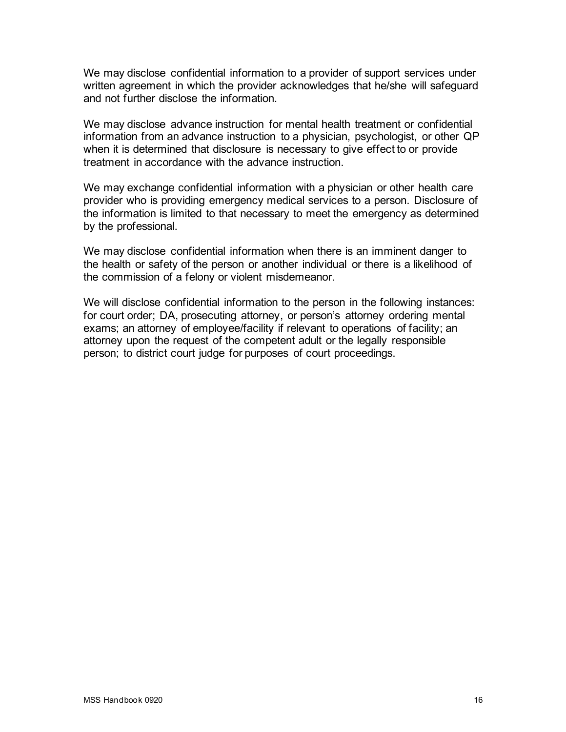We may disclose confidential information to a provider of support services under written agreement in which the provider acknowledges that he/she will safeguard and not further disclose the information.

We may disclose advance instruction for mental health treatment or confidential information from an advance instruction to a physician, psychologist, or other QP when it is determined that disclosure is necessary to give effect to or provide treatment in accordance with the advance instruction.

We may exchange confidential information with a physician or other health care provider who is providing emergency medical services to a person. Disclosure of the information is limited to that necessary to meet the emergency as determined by the professional.

We may disclose confidential information when there is an imminent danger to the health or safety of the person or another individual or there is a likelihood of the commission of a felony or violent misdemeanor.

We will disclose confidential information to the person in the following instances: for court order; DA, prosecuting attorney, or person's attorney ordering mental exams; an attorney of employee/facility if relevant to operations of facility; an attorney upon the request of the competent adult or the legally responsible person; to district court judge for purposes of court proceedings.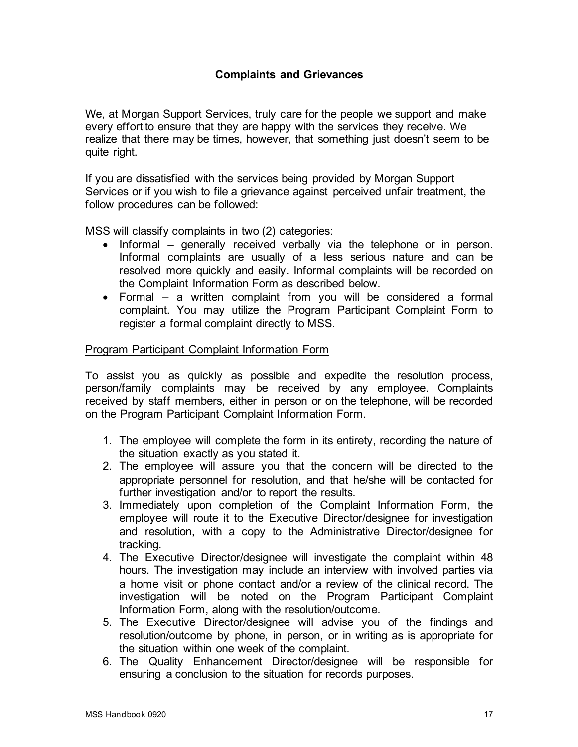## Complaints and Grievances

We, at Morgan Support Services, truly care for the people we support and make every effort to ensure that they are happy with the services they receive. We realize that there may be times, however, that something just doesn't seem to be quite right.

If you are dissatisfied with the services being provided by Morgan Support Services or if you wish to file a grievance against perceived unfair treatment, the follow procedures can be followed:

MSS will classify complaints in two (2) categories:

- Informal – generally received verbally via the telephone or in person. Informal complaints are usually of a less serious nature and can be resolved more quickly and easily. Informal complaints will be recorded on the Complaint Information Form as described below.
- Formal – a written complaint from you will be considered a formal complaint. You may utilize the Program Participant Complaint Form to register a formal complaint directly to MSS.

<u>Program Participant Complaint Information Form</u>

To assist you as quickly as possible and expedite the resolution process, person/family complaints may be received by any employee. Complaints received by staff members, either in person or on the telephone, will be recorded on the Program Participant Complaint Information Form.

1. The employee will complete the form in its entirety, recording the nature of the situation exactly as you stated it.
2. The employee will assure you that the concern will be directed to the appropriate personnel for resolution, and that he/she will be contacted for further investigation and/or to report the results.
3. Immediately upon completion of the Complaint Information Form, the employee will route it to the Executive Director/designee for investigation and resolution, with a copy to the Administrative Director/designee for tracking.
4. The Executive Director/designee will investigate the complaint within 48 hours. The investigation may include an interview with involved parties via a home visit or phone contact and/or a review of the clinical record. The investigation will be noted on the Program Participant Complaint Information Form, along with the resolution/outcome.
5. The Executive Director/designee will advise you of the findings and resolution/outcome by phone, in person, or in writing as is appropriate for the situation within one week of the complaint.
6. The Quality Enhancement Director/designee will be responsible for ensuring a conclusion to the situation for records purposes.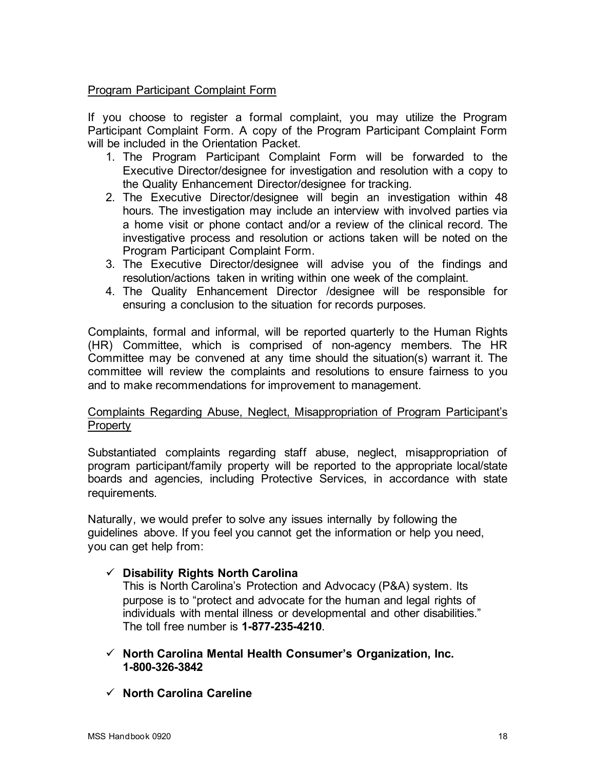Program Participant Complaint Form

If you choose to register a formal complaint, you may utilize the Program Participant Complaint Form. A copy of the Program Participant Complaint Form will be included in the Orientation Packet.

1. The Program Participant Complaint Form will be forwarded to the Executive Director/designee for investigation and resolution with a copy to the Quality Enhancement Director/designee for tracking.
2. The Executive Director/designee will begin an investigation within 48 hours. The investigation may include an interview with involved parties via a home visit or phone contact and/or a review of the clinical record. The investigative process and resolution or actions taken will be noted on the Program Participant Complaint Form.
3. The Executive Director/designee will advise you of the findings and resolution/actions taken in writing within one week of the complaint.
4. The Quality Enhancement Director /designee will be responsible for ensuring a conclusion to the situation for records purposes.

Complaints, formal and informal, will be reported quarterly to the Human Rights (HR) Committee, which is comprised of non-agency members. The HR Committee may be convened at any time should the situation(s) warrant it. The committee will review the complaints and resolutions to ensure fairness to you and to make recommendations for improvement to management.

Complaints Regarding Abuse, Neglect, Misappropriation of Program Participant's Property

Substantiated complaints regarding staff abuse, neglect, misappropriation of program participant/family property will be reported to the appropriate local/state boards and agencies, including Protective Services, in accordance with state requirements.

Naturally, we would prefer to solve any issues internally by following the guidelines above. If you feel you cannot get the information or help you need, you can get help from:

- ✓ **Disability Rights North Carolina**
  This is North Carolina's Protection and Advocacy (P&A) system. Its purpose is to "protect and advocate for the human and legal rights of individuals with mental illness or developmental and other disabilities." The toll free number is **1-877-235-4210**.

- ✓ **North Carolina Mental Health Consumer's Organization, Inc. 1-800-326-3842**

- ✓ **North Carolina Careline**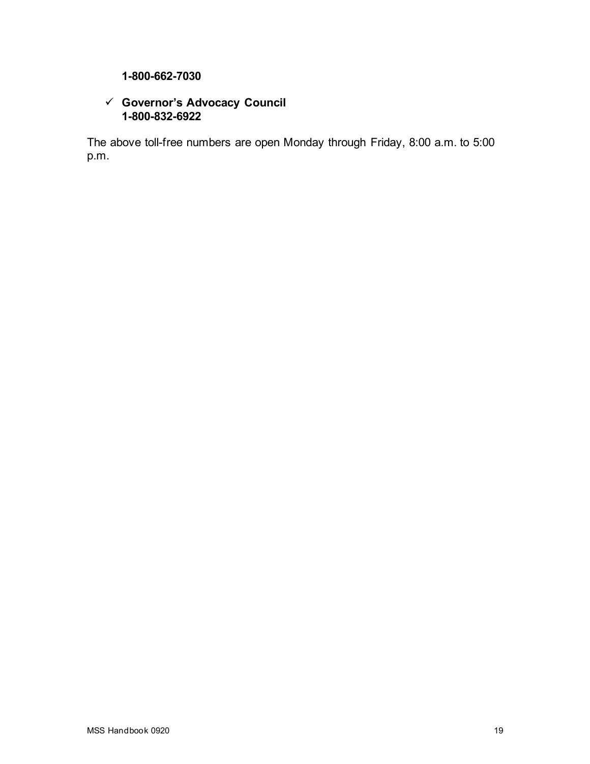**1-800-662-7030**

- ✓ **Governor's Advocacy Council**
  **1-800-832-6922**

The above toll-free numbers are open Monday through Friday, 8:00 a.m. to 5:00 p.m.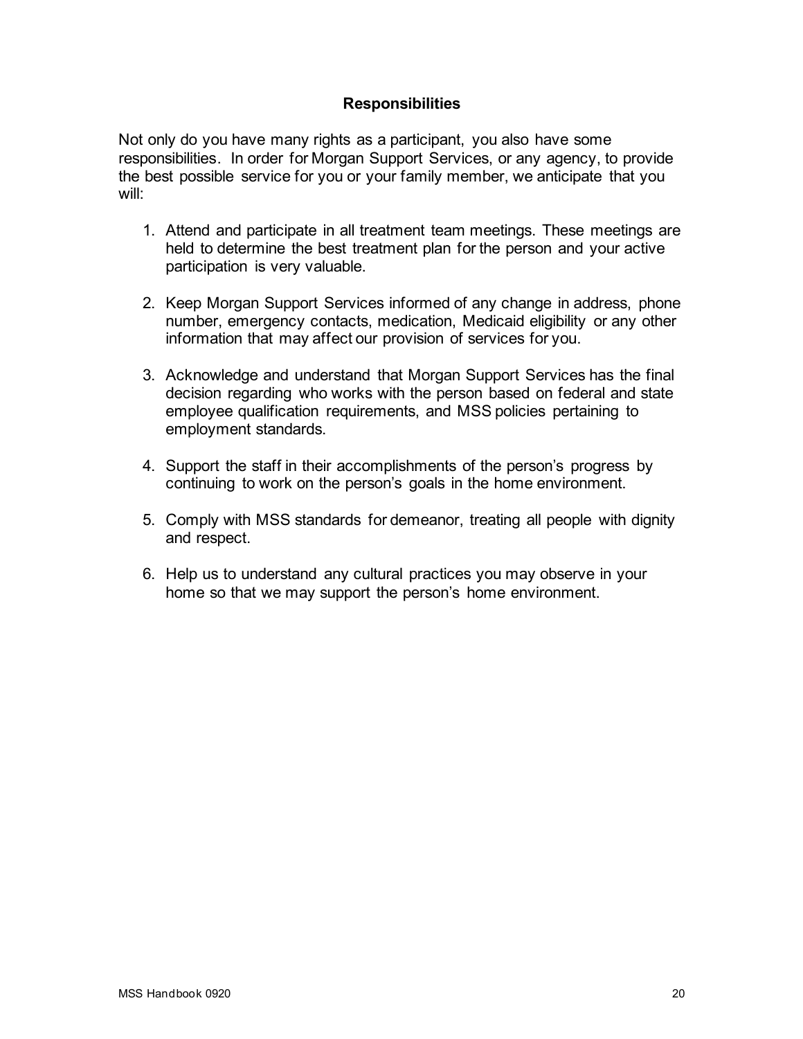## Responsibilities

Not only do you have many rights as a participant, you also have some responsibilities. In order for Morgan Support Services, or any agency, to provide the best possible service for you or your family member, we anticipate that you will:

1. Attend and participate in all treatment team meetings. These meetings are held to determine the best treatment plan for the person and your active participation is very valuable.
2. Keep Morgan Support Services informed of any change in address, phone number, emergency contacts, medication, Medicaid eligibility or any other information that may affect our provision of services for you.
3. Acknowledge and understand that Morgan Support Services has the final decision regarding who works with the person based on federal and state employee qualification requirements, and MSS policies pertaining to employment standards.
4. Support the staff in their accomplishments of the person's progress by continuing to work on the person's goals in the home environment.
5. Comply with MSS standards for demeanor, treating all people with dignity and respect.
6. Help us to understand any cultural practices you may observe in your home so that we may support the person's home environment.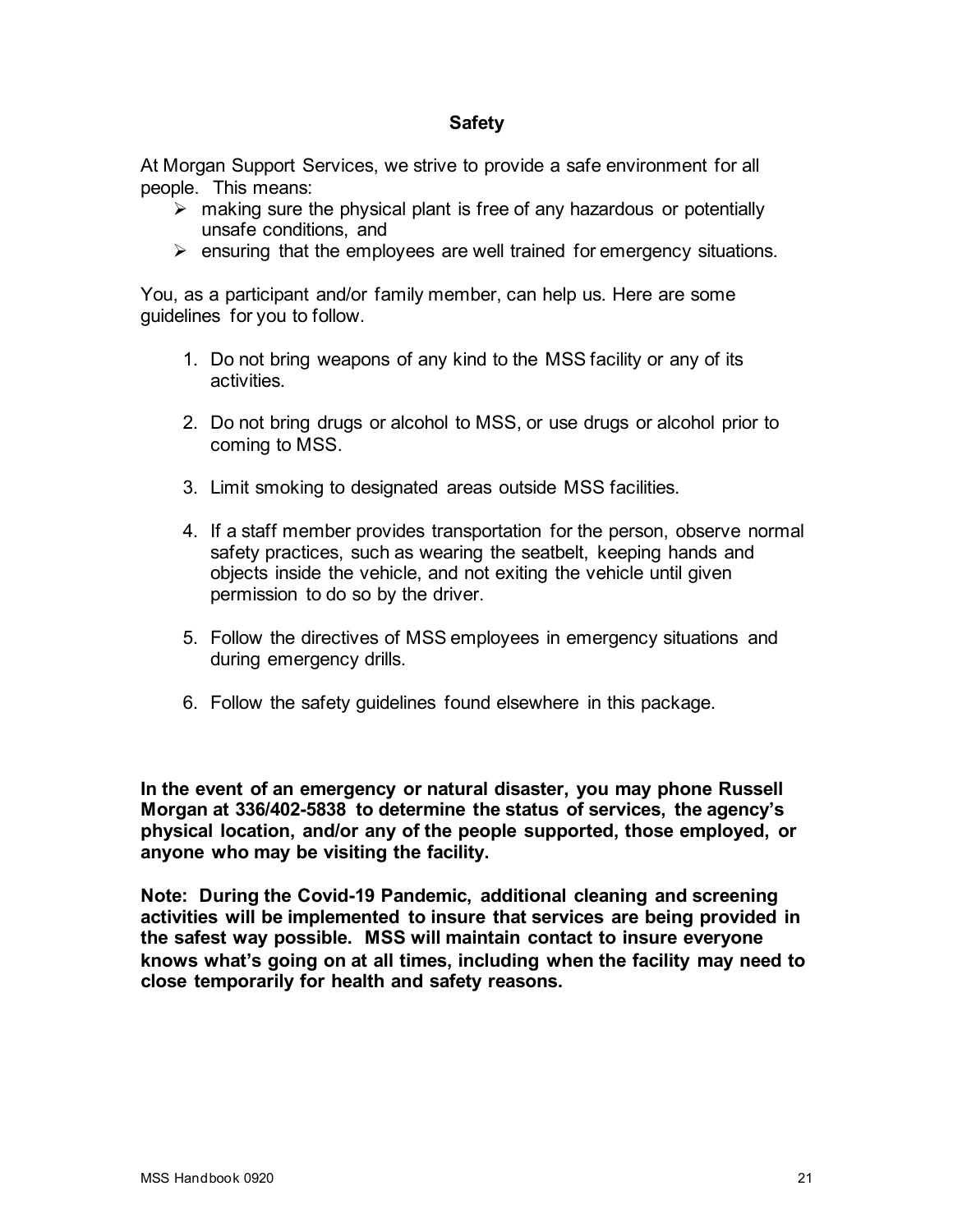## Safety

At Morgan Support Services, we strive to provide a safe environment for all people. This means:

- making sure the physical plant is free of any hazardous or potentially unsafe conditions, and
- ensuring that the employees are well trained for emergency situations.

You, as a participant and/or family member, can help us. Here are some guidelines for you to follow.

1. Do not bring weapons of any kind to the MSS facility or any of its activities.
2. Do not bring drugs or alcohol to MSS, or use drugs or alcohol prior to coming to MSS.
3. Limit smoking to designated areas outside MSS facilities.
4. If a staff member provides transportation for the person, observe normal safety practices, such as wearing the seatbelt, keeping hands and objects inside the vehicle, and not exiting the vehicle until given permission to do so by the driver.
5. Follow the directives of MSS employees in emergency situations and during emergency drills.
6. Follow the safety guidelines found elsewhere in this package.

**In the event of an emergency or natural disaster, you may phone Russell Morgan at 336/402-5838 to determine the status of services, the agency's physical location, and/or any of the people supported, those employed, or anyone who may be visiting the facility.**

**Note: During the Covid-19 Pandemic, additional cleaning and screening activities will be implemented to insure that services are being provided in the safest way possible. MSS will maintain contact to insure everyone knows what's going on at all times, including when the facility may need to close temporarily for health and safety reasons.**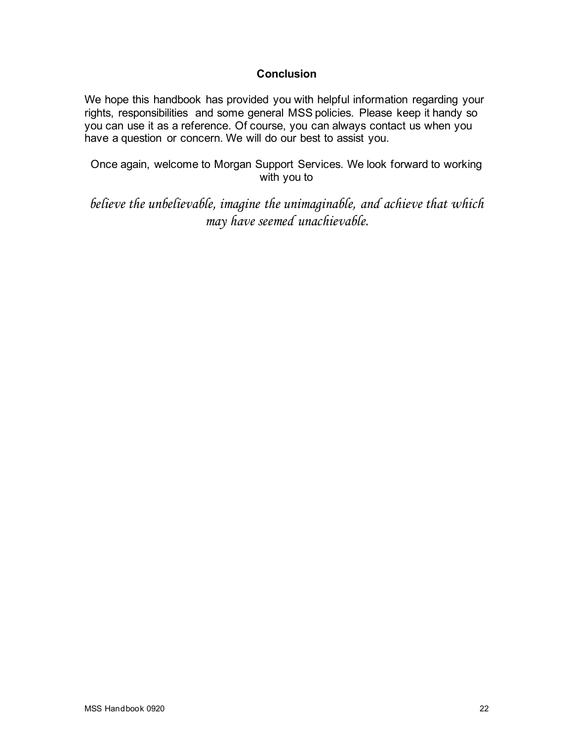## Conclusion

We hope this handbook has provided you with helpful information regarding your rights, responsibilities and some general MSS policies. Please keep it handy so you can use it as a reference. Of course, you can always contact us when you have a question or concern. We will do our best to assist you.

Once again, welcome to Morgan Support Services. We look forward to working with you to

*believe the unbelievable, imagine the unimaginable, and achieve that which may have seemed unachievable.*